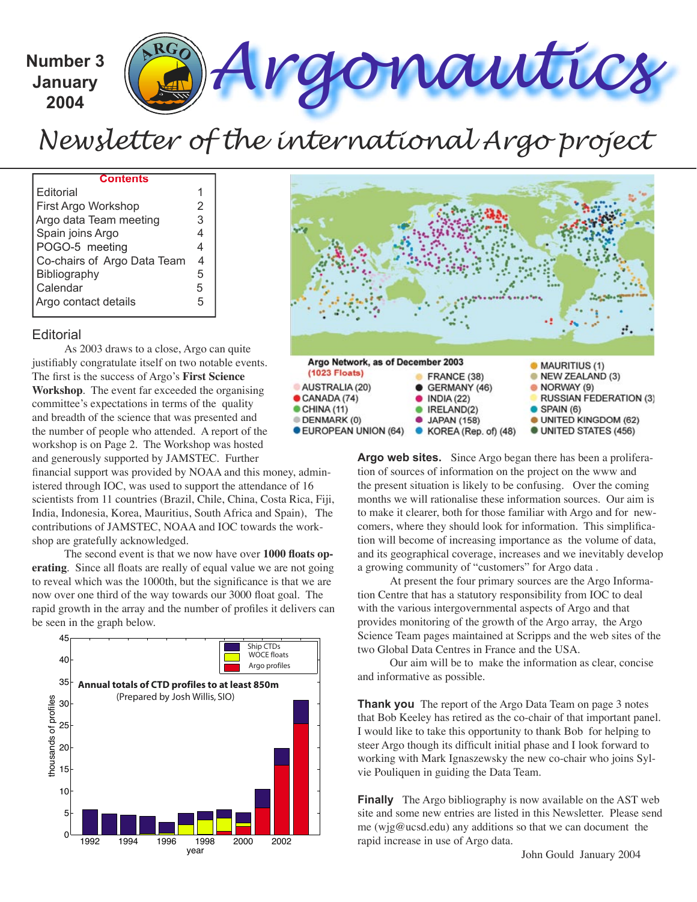Number 3
January
2004

# Argonautics

## Newsletter of the international Argo project

| Contents | |
|---|---|
| Editorial | 1 |
| First Argo Workshop | 2 |
| Argo data Team meeting | 3 |
| Spain joins Argo | 4 |
| POGO-5 meeting | 4 |
| Co-chairs of Argo Data Team | 4 |
| Bibliography | 5 |
| Calendar | 5 |
| Argo contact details | 5 |

Argo Network, as of December 2003
(1023 Floats)

AUSTRALIA (20), CANADA (74), CHINA (11), DENMARK (0), EUROPEAN UNION (64), FRANCE (38), GERMANY (46), INDIA (22), IRELAND(2), JAPAN (158), KOREA (Rep. of) (48), MAURITIUS (1), NEW ZEALAND (3), NORWAY (9), RUSSIAN FEDERATION (3), SPAIN (6), UNITED KINGDOM (62), UNITED STATES (456)

## Editorial

As 2003 draws to a close, Argo can quite justifiably congratulate itself on two notable events. The first is the success of Argo's **First Science Workshop**. The event far exceeded the organising committee's expectations in terms of the quality and breadth of the science that was presented and the number of people who attended. A report of the workshop is on Page 2. The Workshop was hosted and generously supported by JAMSTEC. Further financial support was provided by NOAA and this money, administered through IOC, was used to support the attendance of 16 scientists from 11 countries (Brazil, Chile, China, Costa Rica, Fiji, India, Indonesia, Korea, Mauritius, South Africa and Spain), The contributions of JAMSTEC, NOAA and IOC towards the workshop are gratefully acknowledged.

The second event is that we now have over **1000 floats operating**. Since all floats are really of equal value we are not going to reveal which was the 1000th, but the significance is that we are now over one third of the way towards our 3000 float goal. The rapid growth in the array and the number of profiles it delivers can be seen in the graph below.

**Annual totals of CTD profiles to at least 850m**
(Prepared by Josh Willis, SIO)

Legend: Ship CTDs, WOCE floats, Argo profiles. Y-axis: thousands of profiles; X-axis: year

**Argo web sites.** Since Argo began there has been a proliferation of sources of information on the project on the www and the present situation is likely to be confusing. Over the coming months we will rationalise these information sources. Our aim is to make it clearer, both for those familiar with Argo and for newcomers, where they should look for information. This simplification will become of increasing importance as the volume of data, and its geographical coverage, increases and we inevitably develop a growing community of "customers" for Argo data .

At present the four primary sources are the Argo Information Centre that has a statutory responsibility from IOC to deal with the various intergovernmental aspects of Argo and that provides monitoring of the growth of the Argo array, the Argo Science Team pages maintained at Scripps and the web sites of the two Global Data Centres in France and the USA.

Our aim will be to make the information as clear, concise and informative as possible.

**Thank you** The report of the Argo Data Team on page 3 notes that Bob Keeley has retired as the co-chair of that important panel. I would like to take this opportunity to thank Bob for helping to steer Argo though its difficult initial phase and I look forward to working with Mark Ignaszewsky the new co-chair who joins Sylvie Pouliquen in guiding the Data Team.

**Finally** The Argo bibliography is now available on the AST web site and some new entries are listed in this Newsletter. Please send me (wjg@ucsd.edu) any additions so that we can document the rapid increase in use of Argo data.

John Gould January 2004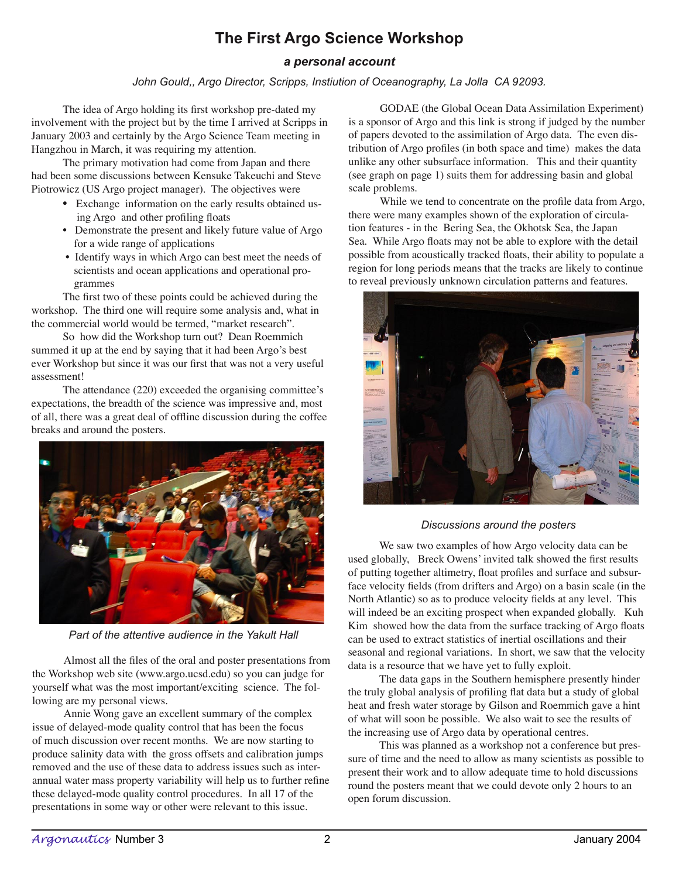# The First Argo Science Workshop

### *a personal account*

*John Gould,, Argo Director, Scripps, Instiution of Oceanography, La Jolla CA 92093.*

The idea of Argo holding its first workshop pre-dated my involvement with the project but by the time I arrived at Scripps in January 2003 and certainly by the Argo Science Team meeting in Hangzhou in March, it was requiring my attention.

The primary motivation had come from Japan and there had been some discussions between Kensuke Takeuchi and Steve Piotrowicz (US Argo project manager). The objectives were

- Exchange information on the early results obtained using Argo and other profiling floats
- Demonstrate the present and likely future value of Argo for a wide range of applications
- Identify ways in which Argo can best meet the needs of scientists and ocean applications and operational programmes

The first two of these points could be achieved during the workshop. The third one will require some analysis and, what in the commercial world would be termed, "market research".

So how did the Workshop turn out? Dean Roemmich summed it up at the end by saying that it had been Argo's best ever Workshop but since it was our first that was not a very useful assessment!

The attendance (220) exceeded the organising committee's expectations, the breadth of the science was impressive and, most of all, there was a great deal of offline discussion during the coffee breaks and around the posters.

*Part of the attentive audience in the Yakult Hall*

Almost all the files of the oral and poster presentations from the Workshop web site (www.argo.ucsd.edu) so you can judge for yourself what was the most important/exciting science. The following are my personal views.

Annie Wong gave an excellent summary of the complex issue of delayed-mode quality control that has been the focus of much discussion over recent months. We are now starting to produce salinity data with the gross offsets and calibration jumps removed and the use of these data to address issues such as inter-annual water mass property variability will help us to further refine these delayed-mode quality control procedures. In all 17 of the presentations in some way or other were relevant to this issue.

GODAE (the Global Ocean Data Assimilation Experiment) is a sponsor of Argo and this link is strong if judged by the number of papers devoted to the assimilation of Argo data. The even distribution of Argo profiles (in both space and time) makes the data unlike any other subsurface information. This and their quantity (see graph on page 1) suits them for addressing basin and global scale problems.

While we tend to concentrate on the profile data from Argo, there were many examples shown of the exploration of circulation features - in the Bering Sea, the Okhotsk Sea, the Japan Sea. While Argo floats may not be able to explore with the detail possible from acoustically tracked floats, their ability to populate a region for long periods means that the tracks are likely to continue to reveal previously unknown circulation patterns and features.

*Discussions around the posters*

We saw two examples of how Argo velocity data can be used globally, Breck Owens' invited talk showed the first results of putting together altimetry, float profiles and surface and subsurface velocity fields (from drifters and Argo) on a basin scale (in the North Atlantic) so as to produce velocity fields at any level. This will indeed be an exciting prospect when expanded globally. Kuh Kim showed how the data from the surface tracking of Argo floats can be used to extract statistics of inertial oscillations and their seasonal and regional variations. In short, we saw that the velocity data is a resource that we have yet to fully exploit.

The data gaps in the Southern hemisphere presently hinder the truly global analysis of profiling flat data but a study of global heat and fresh water storage by Gilson and Roemmich gave a hint of what will soon be possible. We also wait to see the results of the increasing use of Argo data by operational centres.

This was planned as a workshop not a conference but pressure of time and the need to allow as many scientists as possible to present their work and to allow adequate time to hold discussions round the posters meant that we could devote only 2 hours to an open forum discussion.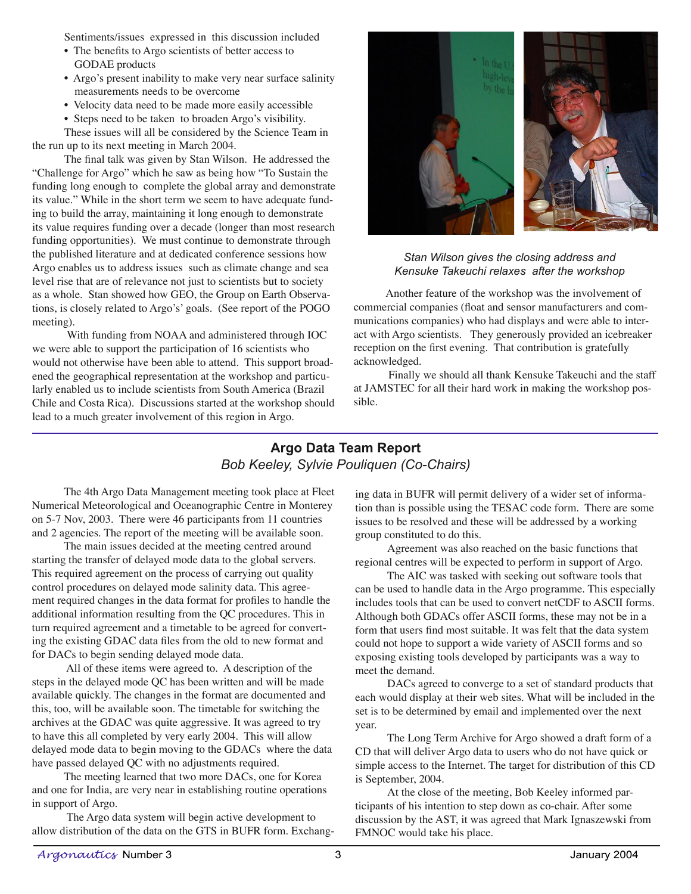Sentiments/issues expressed in this discussion included

- The benefits to Argo scientists of better access to GODAE products
- Argo's present inability to make very near surface salinity measurements needs to be overcome
- Velocity data need to be made more easily accessible
- Steps need to be taken to broaden Argo's visibility.

These issues will all be considered by the Science Team in the run up to its next meeting in March 2004.

The final talk was given by Stan Wilson. He addressed the "Challenge for Argo" which he saw as being how "To Sustain the funding long enough to complete the global array and demonstrate its value." While in the short term we seem to have adequate funding to build the array, maintaining it long enough to demonstrate its value requires funding over a decade (longer than most research funding opportunities). We must continue to demonstrate through the published literature and at dedicated conference sessions how Argo enables us to address issues such as climate change and sea level rise that are of relevance not just to scientists but to society as a whole. Stan showed how GEO, the Group on Earth Observations, is closely related to Argo's' goals. (See report of the POGO meeting).

With funding from NOAA and administered through IOC we were able to support the participation of 16 scientists who would not otherwise have been able to attend. This support broadened the geographical representation at the workshop and particularly enabled us to include scientists from South America (Brazil Chile and Costa Rica). Discussions started at the workshop should lead to a much greater involvement of this region in Argo.

*Stan Wilson gives the closing address and Kensuke Takeuchi relaxes after the workshop*

Another feature of the workshop was the involvement of commercial companies (float and sensor manufacturers and communications companies) who had displays and were able to interact with Argo scientists. They generously provided an icebreaker reception on the first evening. That contribution is gratefully acknowledged.

Finally we should all thank Kensuke Takeuchi and the staff at JAMSTEC for all their hard work in making the workshop possible.

## Argo Data Team Report

*Bob Keeley, Sylvie Pouliquen (Co-Chairs)*

The 4th Argo Data Management meeting took place at Fleet Numerical Meteorological and Oceanographic Centre in Monterey on 5-7 Nov, 2003. There were 46 participants from 11 countries and 2 agencies. The report of the meeting will be available soon.

The main issues decided at the meeting centred around starting the transfer of delayed mode data to the global servers. This required agreement on the process of carrying out quality control procedures on delayed mode salinity data. This agreement required changes in the data format for profiles to handle the additional information resulting from the QC procedures. This in turn required agreement and a timetable to be agreed for converting the existing GDAC data files from the old to new format and for DACs to begin sending delayed mode data.

All of these items were agreed to. A description of the steps in the delayed mode QC has been written and will be made available quickly. The changes in the format are documented and this, too, will be available soon. The timetable for switching the archives at the GDAC was quite aggressive. It was agreed to try to have this all completed by very early 2004. This will allow delayed mode data to begin moving to the GDACs where the data have passed delayed QC with no adjustments required.

The meeting learned that two more DACs, one for Korea and one for India, are very near in establishing routine operations in support of Argo.

The Argo data system will begin active development to allow distribution of the data on the GTS in BUFR form. Exchanging data in BUFR will permit delivery of a wider set of information than is possible using the TESAC code form. There are some issues to be resolved and these will be addressed by a working group constituted to do this.

Agreement was also reached on the basic functions that regional centres will be expected to perform in support of Argo.

The AIC was tasked with seeking out software tools that can be used to handle data in the Argo programme. This especially includes tools that can be used to convert netCDF to ASCII forms. Although both GDACs offer ASCII forms, these may not be in a form that users find most suitable. It was felt that the data system could not hope to support a wide variety of ASCII forms and so exposing existing tools developed by participants was a way to meet the demand.

DACs agreed to converge to a set of standard products that each would display at their web sites. What will be included in the set is to be determined by email and implemented over the next year.

The Long Term Archive for Argo showed a draft form of a CD that will deliver Argo data to users who do not have quick or simple access to the Internet. The target for distribution of this CD is September, 2004.

At the close of the meeting, Bob Keeley informed participants of his intention to step down as co-chair. After some discussion by the AST, it was agreed that Mark Ignaszewski from FMNOC would take his place.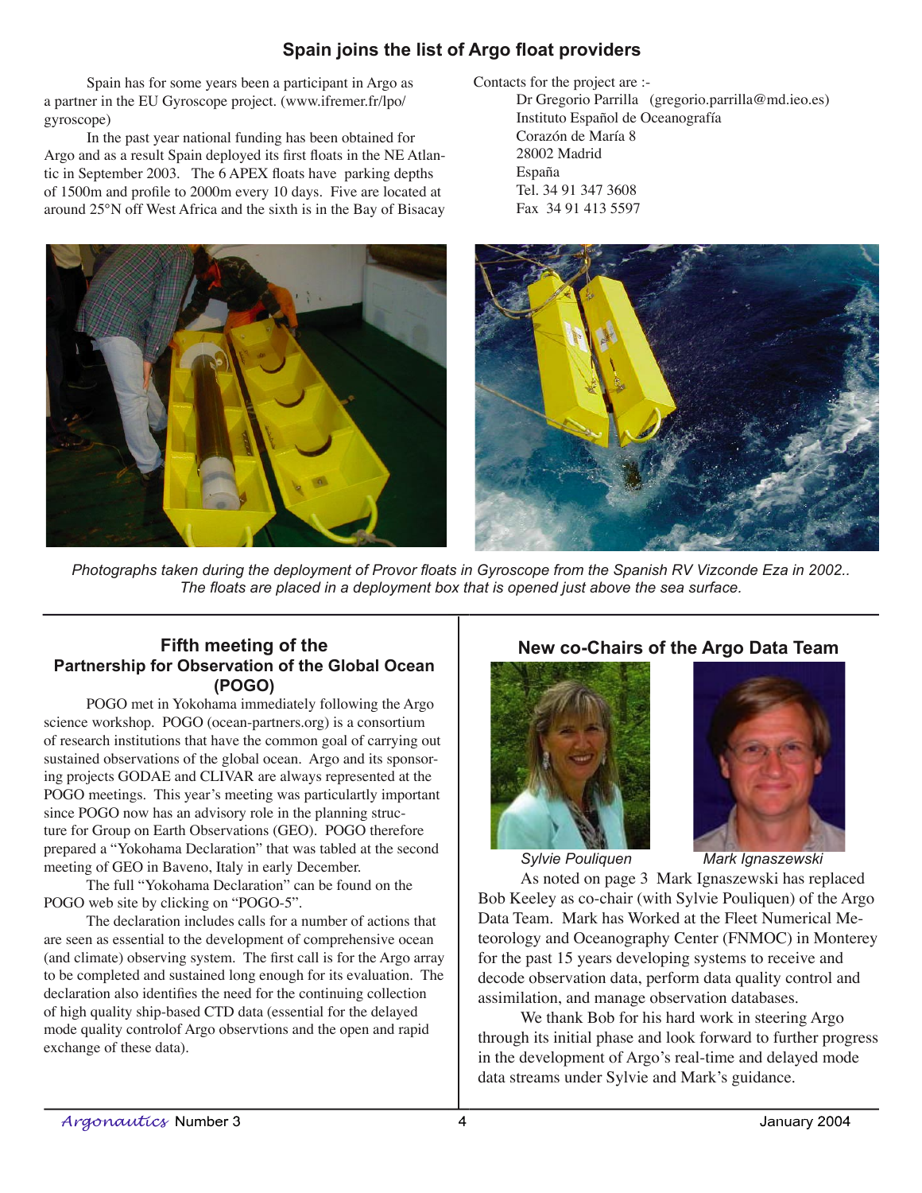## Spain joins the list of Argo float providers

Spain has for some years been a participant in Argo as a partner in the EU Gyroscope project. (www.ifremer.fr/lpo/gyroscope)

In the past year national funding has been obtained for Argo and as a result Spain deployed its first floats in the NE Atlantic in September 2003. The 6 APEX floats have parking depths of 1500m and profile to 2000m every 10 days. Five are located at around 25°N off West Africa and the sixth is in the Bay of Bisacay

Contacts for the project are :-

Dr Gregorio Parrilla (gregorio.parrilla@md.ieo.es)
Instituto Español de Oceanografía
Corazón de María 8
28002 Madrid
España
Tel. 34 91 347 3608
Fax 34 91 413 5597

*Photographs taken during the deployment of Provor floats in Gyroscope from the Spanish RV Vizconde Eza in 2002.. The floats are placed in a deployment box that is opened just above the sea surface.*

## Fifth meeting of the Partnership for Observation of the Global Ocean (POGO)

POGO met in Yokohama immediately following the Argo science workshop. POGO (ocean-partners.org) is a consortium of research institutions that have the common goal of carrying out sustained observations of the global ocean. Argo and its sponsoring projects GODAE and CLIVAR are always represented at the POGO meetings. This year's meeting was particulartly important since POGO now has an advisory role in the planning structure for Group on Earth Observations (GEO). POGO therefore prepared a "Yokohama Declaration" that was tabled at the second meeting of GEO in Baveno, Italy in early December.

The full "Yokohama Declaration" can be found on the POGO web site by clicking on "POGO-5".

The declaration includes calls for a number of actions that are seen as essential to the development of comprehensive ocean (and climate) observing system. The first call is for the Argo array to be completed and sustained long enough for its evaluation. The declaration also identifies the need for the continuing collection of high quality ship-based CTD data (essential for the delayed mode quality controlof Argo observtions and the open and rapid exchange of these data).

## New co-Chairs of the Argo Data Team

*Sylvie Pouliquen* *Mark Ignaszewski*

As noted on page 3 Mark Ignaszewski has replaced Bob Keeley as co-chair (with Sylvie Pouliquen) of the Argo Data Team. Mark has Worked at the Fleet Numerical Meteorology and Oceanography Center (FNMOC) in Monterey for the past 15 years developing systems to receive and decode observation data, perform data quality control and assimilation, and manage observation databases.

We thank Bob for his hard work in steering Argo through its initial phase and look forward to further progress in the development of Argo's real-time and delayed mode data streams under Sylvie and Mark's guidance.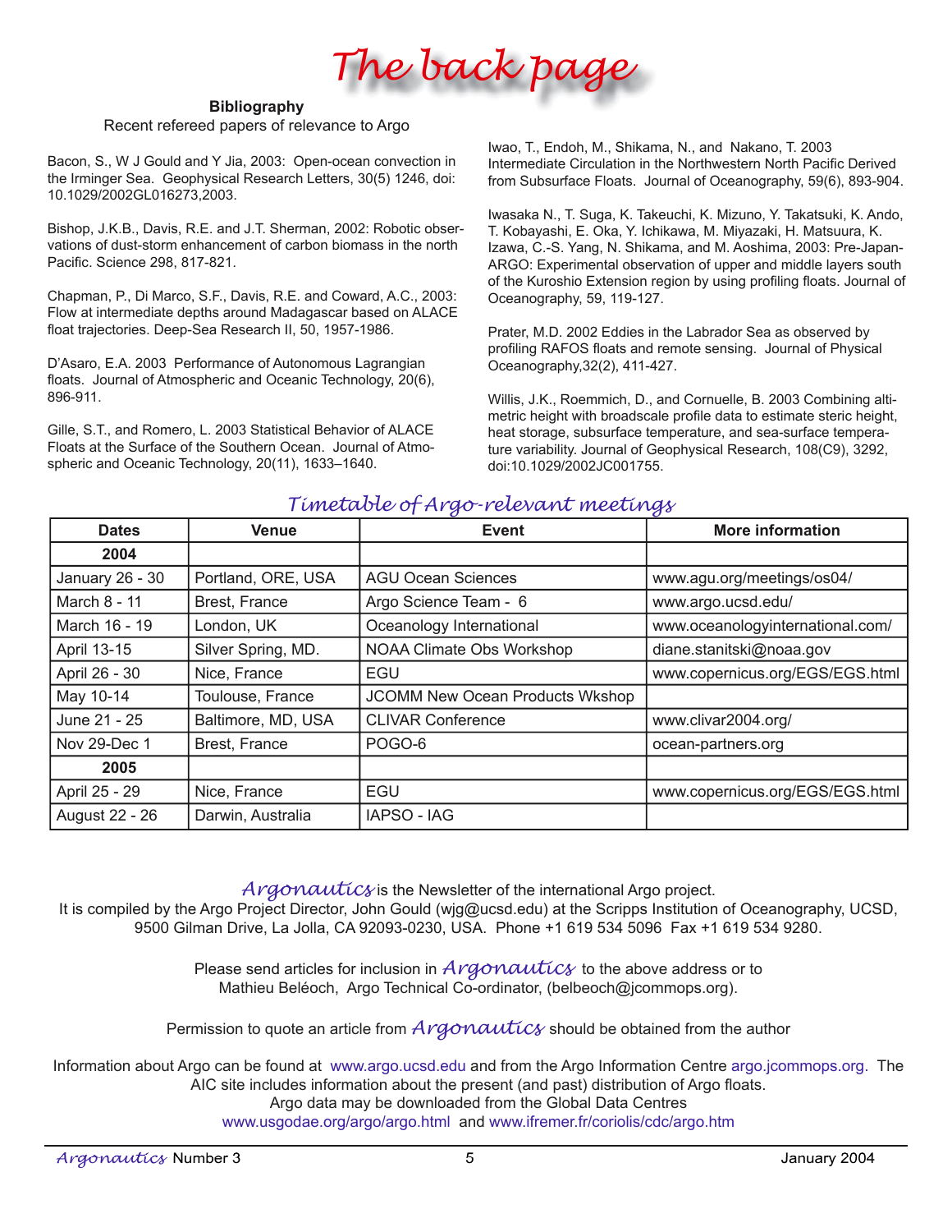# The back page

## Bibliography

Recent refereed papers of relevance to Argo

Bacon, S., W J Gould and Y Jia, 2003: Open-ocean convection in the Irminger Sea. Geophysical Research Letters, 30(5) 1246, doi: 10.1029/2002GL016273,2003.

Bishop, J.K.B., Davis, R.E. and J.T. Sherman, 2002: Robotic observations of dust-storm enhancement of carbon biomass in the north Pacific. Science 298, 817-821.

Chapman, P., Di Marco, S.F., Davis, R.E. and Coward, A.C., 2003: Flow at intermediate depths around Madagascar based on ALACE float trajectories. Deep-Sea Research II, 50, 1957-1986.

D'Asaro, E.A. 2003 Performance of Autonomous Lagrangian floats. Journal of Atmospheric and Oceanic Technology, 20(6), 896-911.

Gille, S.T., and Romero, L. 2003 Statistical Behavior of ALACE Floats at the Surface of the Southern Ocean. Journal of Atmospheric and Oceanic Technology, 20(11), 1633–1640.

Iwao, T., Endoh, M., Shikama, N., and Nakano, T. 2003 Intermediate Circulation in the Northwestern North Pacific Derived from Subsurface Floats. Journal of Oceanography, 59(6), 893-904.

Iwasaka N., T. Suga, K. Takeuchi, K. Mizuno, Y. Takatsuki, K. Ando, T. Kobayashi, E. Oka, Y. Ichikawa, M. Miyazaki, H. Matsuura, K. Izawa, C.-S. Yang, N. Shikama, and M. Aoshima, 2003: Pre-Japan-ARGO: Experimental observation of upper and middle layers south of the Kuroshio Extension region by using profiling floats. Journal of Oceanography, 59, 119-127.

Prater, M.D. 2002 Eddies in the Labrador Sea as observed by profiling RAFOS floats and remote sensing. Journal of Physical Oceanography,32(2), 411-427.

Willis, J.K., Roemmich, D., and Cornuelle, B. 2003 Combining altimetric height with broadscale profile data to estimate steric height, heat storage, subsurface temperature, and sea-surface temperature variability. Journal of Geophysical Research, 108(C9), 3292, doi:10.1029/2002JC001755.

## Timetable of Argo-relevant meetings

| Dates | Venue | Event | More information |
|---|---|---|---|
| **2004** | | | |
| January 26 - 30 | Portland, ORE, USA | AGU Ocean Sciences | www.agu.org/meetings/os04/ |
| March 8 - 11 | Brest, France | Argo Science Team - 6 | www.argo.ucsd.edu/ |
| March 16 - 19 | London, UK | Oceanology International | www.oceanologyinternational.com/ |
| April 13-15 | Silver Spring, MD. | NOAA Climate Obs Workshop | diane.stanitski@noaa.gov |
| April 26 - 30 | Nice, France | EGU | www.copernicus.org/EGS/EGS.html |
| May 10-14 | Toulouse, France | JCOMM New Ocean Products Wkshop | |
| June 21 - 25 | Baltimore, MD, USA | CLIVAR Conference | www.clivar2004.org/ |
| Nov 29-Dec 1 | Brest, France | POGO-6 | ocean-partners.org |
| **2005** | | | |
| April 25 - 29 | Nice, France | EGU | www.copernicus.org/EGS/EGS.html |
| August 22 - 26 | Darwin, Australia | IAPSO - IAG | |

*Argonautics* is the Newsletter of the international Argo project.
It is compiled by the Argo Project Director, John Gould (wjg@ucsd.edu) at the Scripps Institution of Oceanography, UCSD, 9500 Gilman Drive, La Jolla, CA 92093-0230, USA. Phone +1 619 534 5096 Fax +1 619 534 9280.

Please send articles for inclusion in *Argonautics* to the above address or to Mathieu Beléoch, Argo Technical Co-ordinator, (belbeoch@jcommops.org).

Permission to quote an article from *Argonautics* should be obtained from the author

Information about Argo can be found at www.argo.ucsd.edu and from the Argo Information Centre argo.jcommops.org. The AIC site includes information about the present (and past) distribution of Argo floats.
Argo data may be downloaded from the Global Data Centres
www.usgodae.org/argo/argo.html and www.ifremer.fr/coriolis/cdc/argo.htm